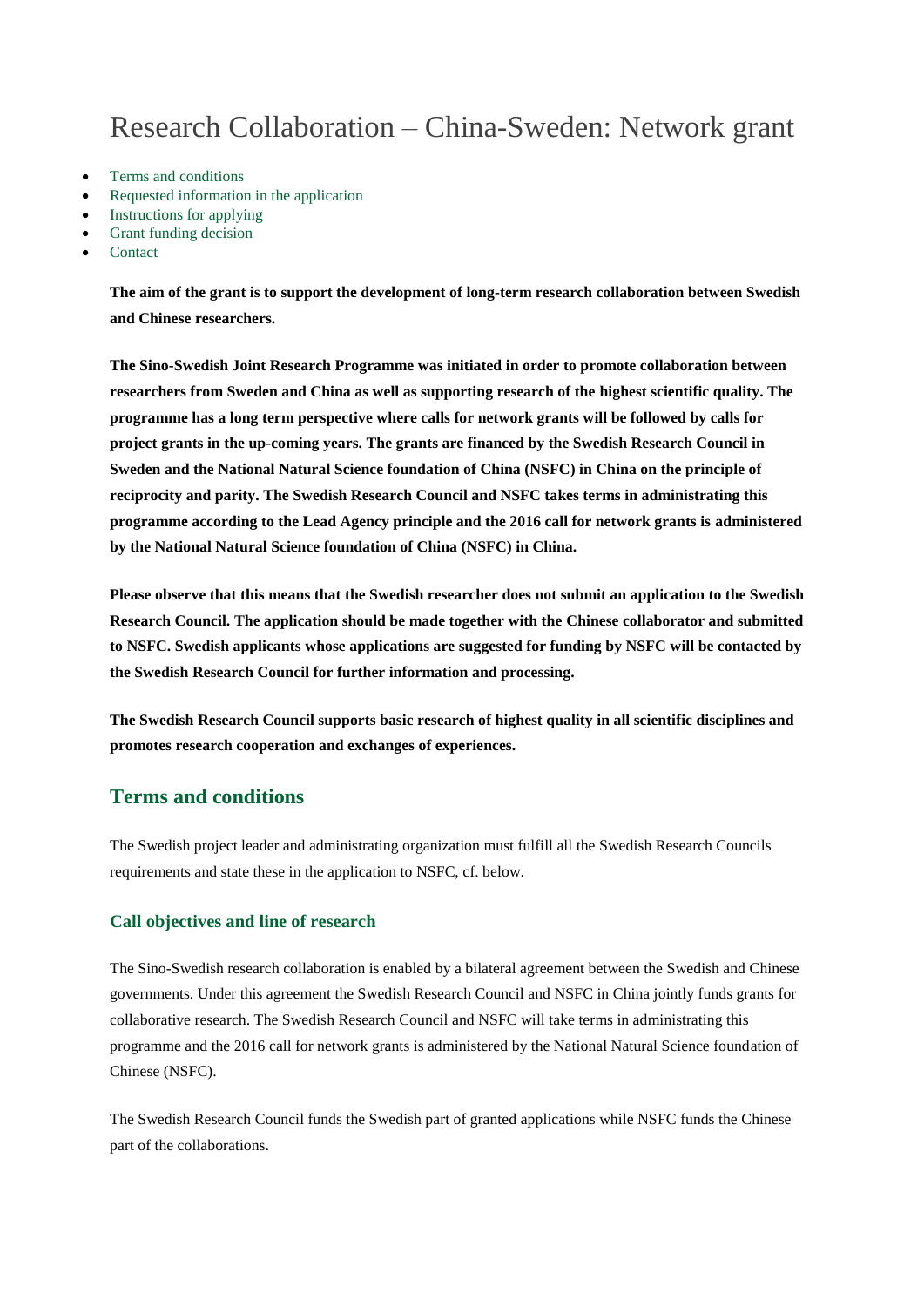# Research Collaboration – China-Sweden: Network grant

- Terms and conditions
- Requested information in the application
- Instructions for applying
- Grant funding decision
- Contact

**The aim of the grant is to support the development of long-term research collaboration between Swedish and Chinese researchers.**

**The Sino-Swedish Joint Research Programme was initiated in order to promote collaboration between researchers from Sweden and China as well as supporting research of the highest scientific quality. The programme has a long term perspective where calls for network grants will be followed by calls for project grants in the up-coming years. The grants are financed by the Swedish Research Council in Sweden and the National Natural Science foundation of China (NSFC) in China on the principle of reciprocity and parity. The Swedish Research Council and NSFC takes terms in administrating this programme according to the Lead Agency principle and the 2016 call for network grants is administered by the National Natural Science foundation of China (NSFC) in China.**

**Please observe that this means that the Swedish researcher does not submit an application to the Swedish Research Council. The application should be made together with the Chinese collaborator and submitted to NSFC. Swedish applicants whose applications are suggested for funding by NSFC will be contacted by the Swedish Research Council for further information and processing.**

**The Swedish Research Council supports basic research of highest quality in all scientific disciplines and promotes research cooperation and exchanges of experiences.**

## Terms and conditions

The Swedish project leader and administrating organization must fulfill all the Swedish Research Councils requirements and state these in the application to NSFC, cf. below.

### Call objectives and line of research

The Sino-Swedish research collaboration is enabled by a bilateral agreement between the Swedish and Chinese governments. Under this agreement the Swedish Research Council and NSFC in China jointly funds grants for collaborative research. The Swedish Research Council and NSFC will take terms in administrating this programme and the 2016 call for network grants is administered by the National Natural Science foundation of Chinese (NSFC).

The Swedish Research Council funds the Swedish part of granted applications while NSFC funds the Chinese part of the collaborations.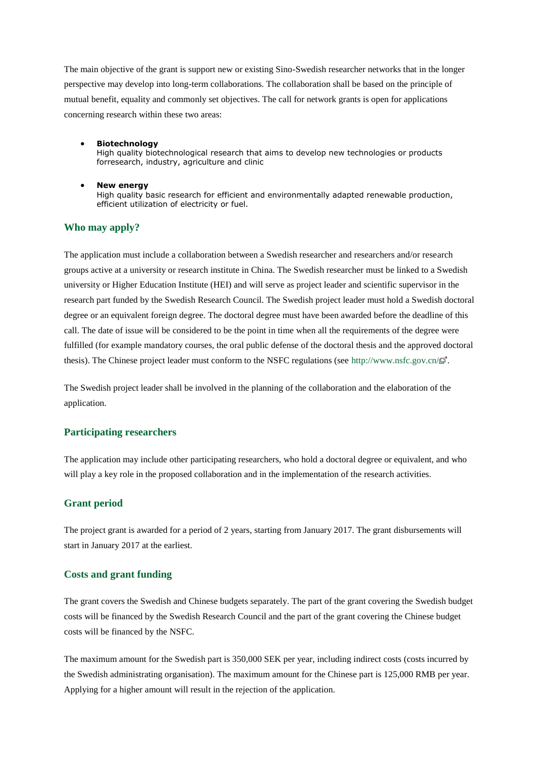The main objective of the grant is support new or existing Sino-Swedish researcher networks that in the longer perspective may develop into long-term collaborations. The collaboration shall be based on the principle of mutual benefit, equality and commonly set objectives. The call for network grants is open for applications concerning research within these two areas:

- **Biotechnology**
  High quality biotechnological research that aims to develop new technologies or products forresearch, industry, agriculture and clinic

- **New energy**
  High quality basic research for efficient and environmentally adapted renewable production, efficient utilization of electricity or fuel.

### Who may apply?

The application must include a collaboration between a Swedish researcher and researchers and/or research groups active at a university or research institute in China. The Swedish researcher must be linked to a Swedish university or Higher Education Institute (HEI) and will serve as project leader and scientific supervisor in the research part funded by the Swedish Research Council. The Swedish project leader must hold a Swedish doctoral degree or an equivalent foreign degree. The doctoral degree must have been awarded before the deadline of this call. The date of issue will be considered to be the point in time when all the requirements of the degree were fulfilled (for example mandatory courses, the oral public defense of the doctoral thesis and the approved doctoral thesis). The Chinese project leader must conform to the NSFC regulations (see http://www.nsfc.gov.cn/.

The Swedish project leader shall be involved in the planning of the collaboration and the elaboration of the application.

### Participating researchers

The application may include other participating researchers, who hold a doctoral degree or equivalent, and who will play a key role in the proposed collaboration and in the implementation of the research activities.

### Grant period

The project grant is awarded for a period of 2 years, starting from January 2017. The grant disbursements will start in January 2017 at the earliest.

### Costs and grant funding

The grant covers the Swedish and Chinese budgets separately. The part of the grant covering the Swedish budget costs will be financed by the Swedish Research Council and the part of the grant covering the Chinese budget costs will be financed by the NSFC.

The maximum amount for the Swedish part is 350,000 SEK per year, including indirect costs (costs incurred by the Swedish administrating organisation). The maximum amount for the Chinese part is 125,000 RMB per year. Applying for a higher amount will result in the rejection of the application.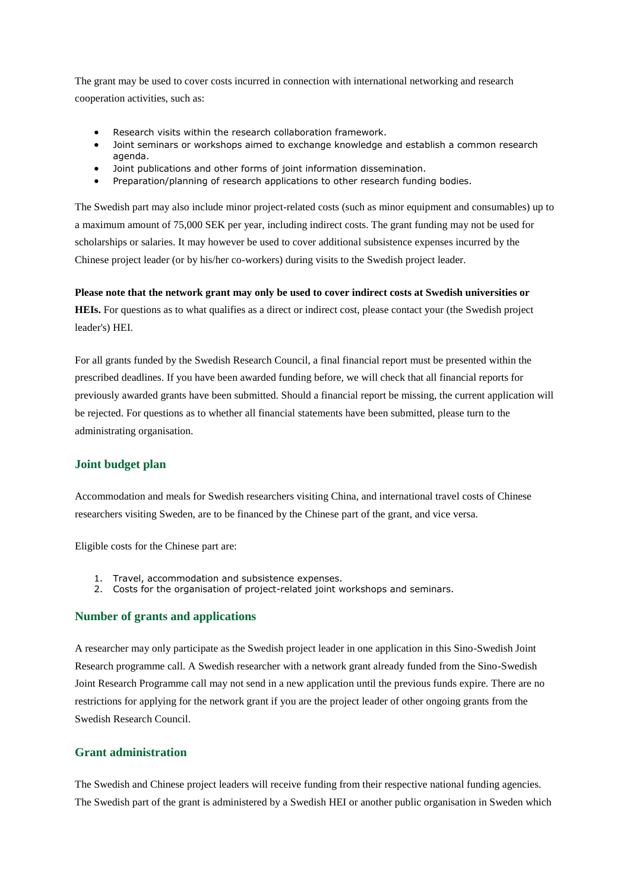The grant may be used to cover costs incurred in connection with international networking and research cooperation activities, such as:

- Research visits within the research collaboration framework.
- Joint seminars or workshops aimed to exchange knowledge and establish a common research agenda.
- Joint publications and other forms of joint information dissemination.
- Preparation/planning of research applications to other research funding bodies.

The Swedish part may also include minor project-related costs (such as minor equipment and consumables) up to a maximum amount of 75,000 SEK per year, including indirect costs. The grant funding may not be used for scholarships or salaries. It may however be used to cover additional subsistence expenses incurred by the Chinese project leader (or by his/her co-workers) during visits to the Swedish project leader.

**Please note that the network grant may only be used to cover indirect costs at Swedish universities or HEIs.** For questions as to what qualifies as a direct or indirect cost, please contact your (the Swedish project leader's) HEI.

For all grants funded by the Swedish Research Council, a final financial report must be presented within the prescribed deadlines. If you have been awarded funding before, we will check that all financial reports for previously awarded grants have been submitted. Should a financial report be missing, the current application will be rejected. For questions as to whether all financial statements have been submitted, please turn to the administrating organisation.

## Joint budget plan

Accommodation and meals for Swedish researchers visiting China, and international travel costs of Chinese researchers visiting Sweden, are to be financed by the Chinese part of the grant, and vice versa.

Eligible costs for the Chinese part are:

1. Travel, accommodation and subsistence expenses.
2. Costs for the organisation of project-related joint workshops and seminars.

## Number of grants and applications

A researcher may only participate as the Swedish project leader in one application in this Sino-Swedish Joint Research programme call. A Swedish researcher with a network grant already funded from the Sino-Swedish Joint Research Programme call may not send in a new application until the previous funds expire. There are no restrictions for applying for the network grant if you are the project leader of other ongoing grants from the Swedish Research Council.

## Grant administration

The Swedish and Chinese project leaders will receive funding from their respective national funding agencies. The Swedish part of the grant is administered by a Swedish HEI or another public organisation in Sweden which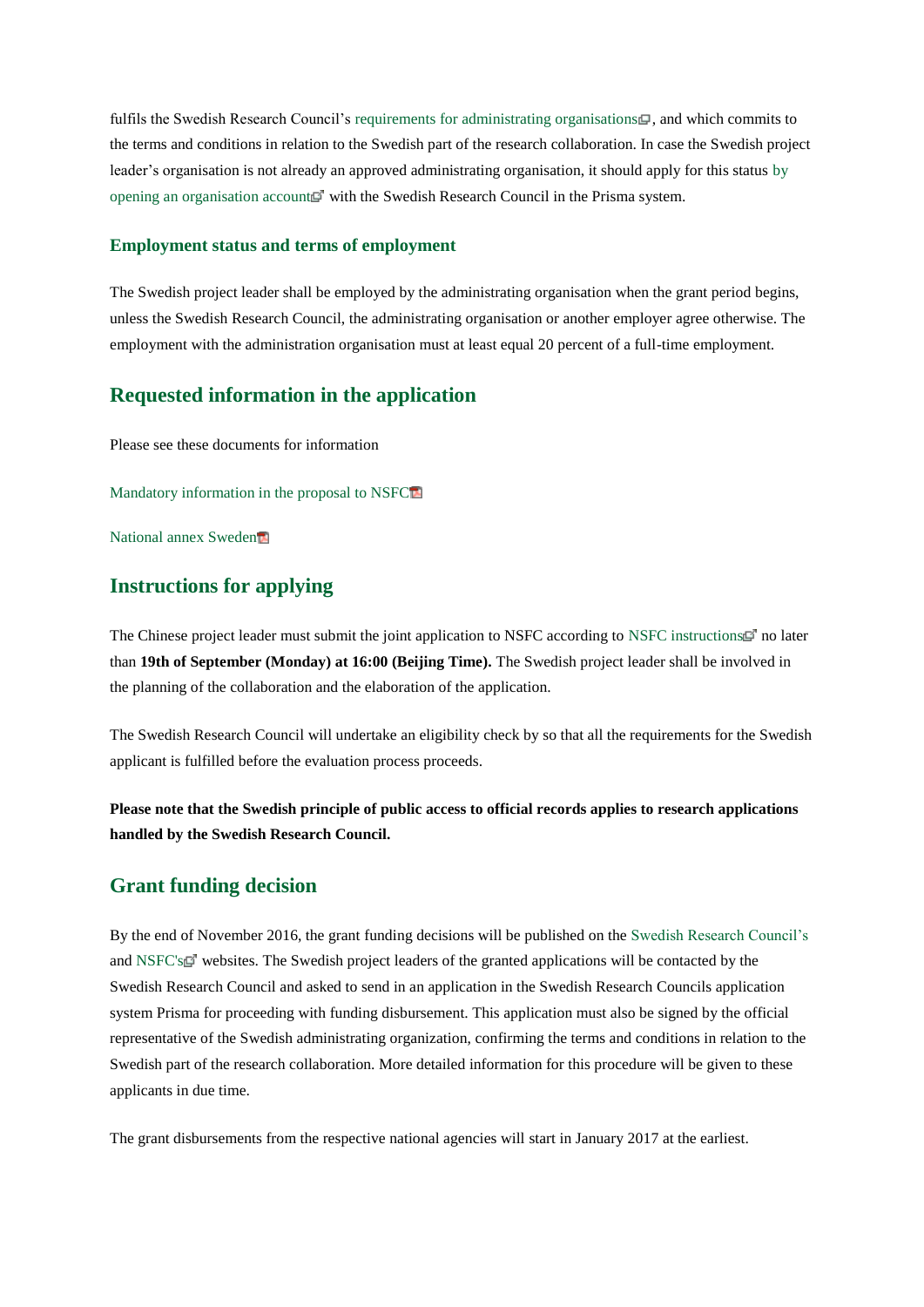fulfils the Swedish Research Council's requirements for administrating organisations, and which commits to the terms and conditions in relation to the Swedish part of the research collaboration. In case the Swedish project leader's organisation is not already an approved administrating organisation, it should apply for this status by opening an organisation account with the Swedish Research Council in the Prisma system.

### Employment status and terms of employment

The Swedish project leader shall be employed by the administrating organisation when the grant period begins, unless the Swedish Research Council, the administrating organisation or another employer agree otherwise. The employment with the administration organisation must at least equal 20 percent of a full-time employment.

## Requested information in the application

Please see these documents for information

Mandatory information in the proposal to NSFC

National annex Sweden

## Instructions for applying

The Chinese project leader must submit the joint application to NSFC according to NSFC instructions no later than **19th of September (Monday) at 16:00 (Beijing Time).** The Swedish project leader shall be involved in the planning of the collaboration and the elaboration of the application.

The Swedish Research Council will undertake an eligibility check by so that all the requirements for the Swedish applicant is fulfilled before the evaluation process proceeds.

**Please note that the Swedish principle of public access to official records applies to research applications handled by the Swedish Research Council.**

## Grant funding decision

By the end of November 2016, the grant funding decisions will be published on the Swedish Research Council's and NSFC's websites. The Swedish project leaders of the granted applications will be contacted by the Swedish Research Council and asked to send in an application in the Swedish Research Councils application system Prisma for proceeding with funding disbursement. This application must also be signed by the official representative of the Swedish administrating organization, confirming the terms and conditions in relation to the Swedish part of the research collaboration. More detailed information for this procedure will be given to these applicants in due time.

The grant disbursements from the respective national agencies will start in January 2017 at the earliest.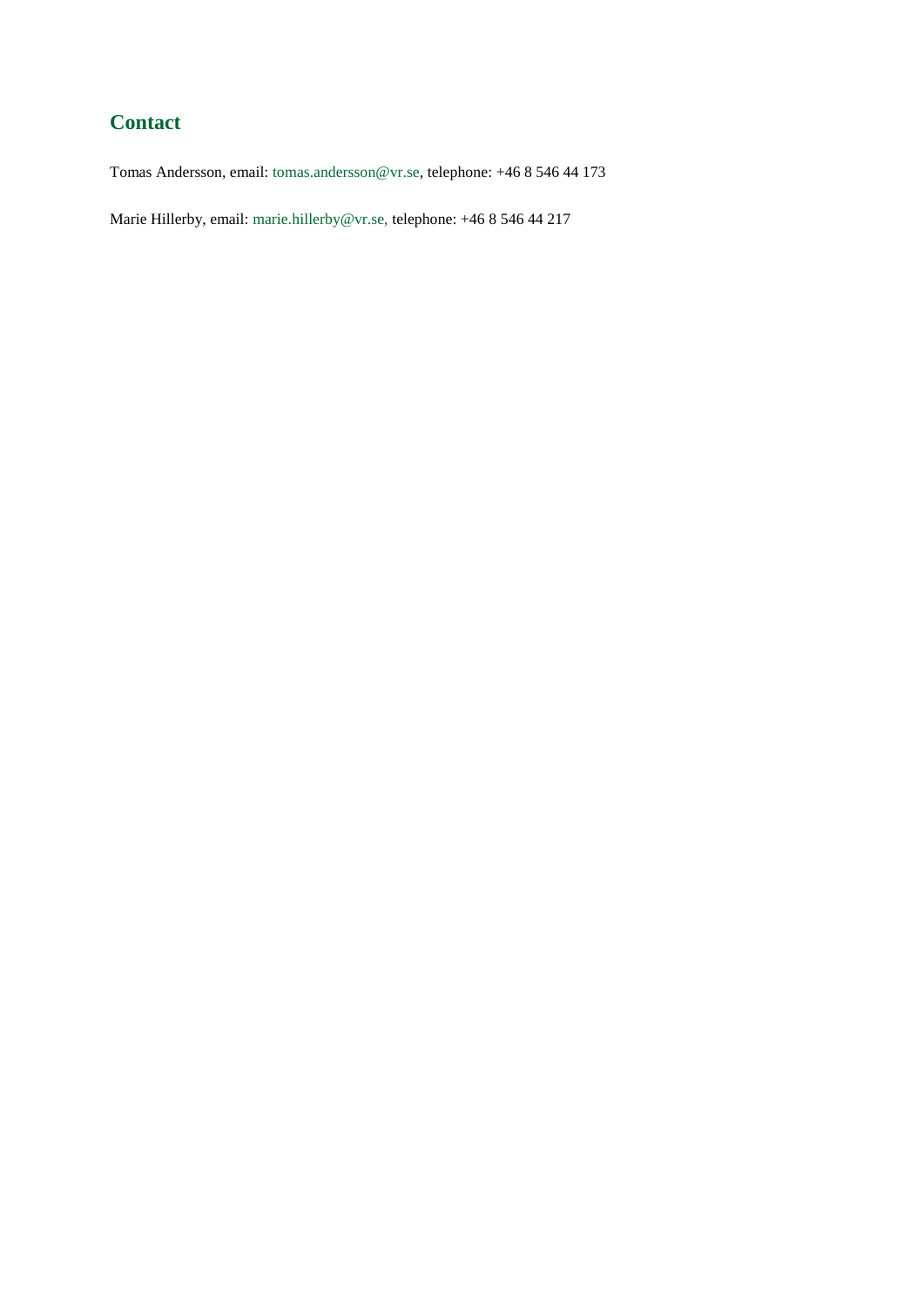## Contact

Tomas Andersson, email: tomas.andersson@vr.se, telephone: +46 8 546 44 173

Marie Hillerby, email: marie.hillerby@vr.se, telephone: +46 8 546 44 217